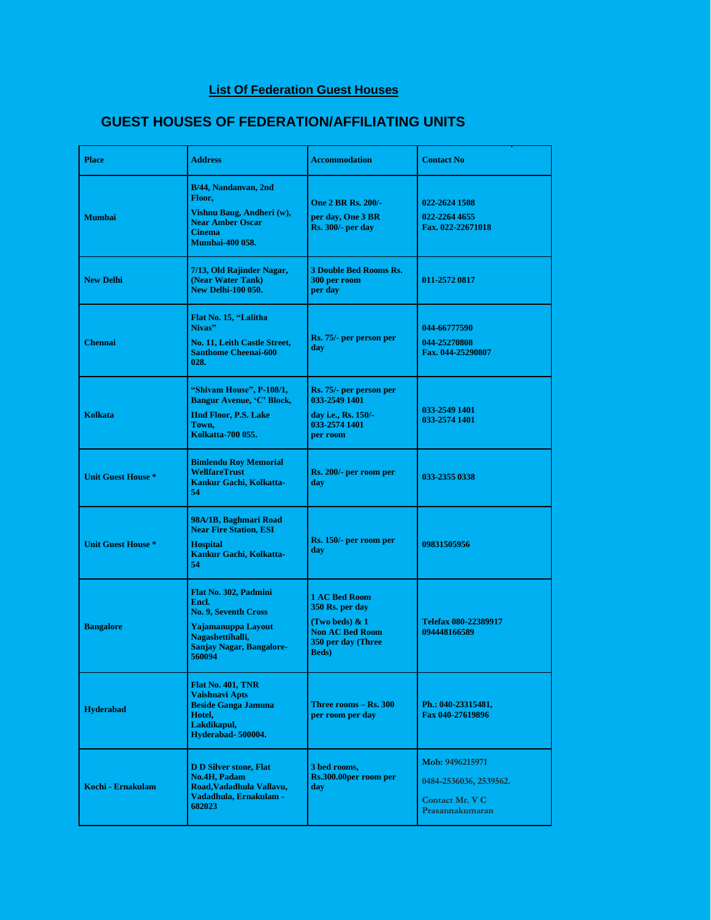## List Of Federation Guest Houses

# GUEST HOUSES OF FEDERATION/AFFILIATING UNITS

| Place | Address | Accommodation | Contact No |
|---|---|---|---|
| Mumbai | B/44, Nandanvan, 2nd Floor, Vishnu Baug, Andheri (w), Near Amber Oscar Cinema Mumbai-400 058. | One 2 BR Rs. 200/- per day, One 3 BR Rs. 300/- per day | 022-2624 1508 022-2264 4655 Fax. 022-22671018 |
| New Delhi | 7/13, Old Rajinder Nagar, (Near Water Tank) New Delhi-100 050. | 3 Double Bed Rooms Rs. 300 per room per day | 011-2572 0817 |
| Chennai | Flat No. 15, "Lalitha Nivas" No. 11, Leith Castle Street, Santhome Cheenai-600 028. | Rs. 75/- per person per day | 044-66777590 044-25270808 Fax. 044-25290807 |
| Kolkata | "Shivam House", P-108/1, Bangur Avenue, 'C' Block, IInd Floor, P.S. Lake Town, Kolkatta-700 055. | Rs. 75/- per person per 033-2549 1401 day i.e., Rs. 150/- 033-2574 1401 per room | 033-2549 1401 033-2574 1401 |
| Unit Guest House * | Bimlendu Roy Memorial WellfareTrust Kankur Gachi, Kolkatta-54 | Rs. 200/- per room per day | 033-2355 0338 |
| Unit Guest House * | 98A/1B, Baghmari Road Near Fire Station, ESI Hospital Kankur Gachi, Kolkatta-54 | Rs. 150/- per room per day | 09831505956 |
| Bangalore | Flat No. 302, Padmini Encl. No. 9, Seventh Cross Yajamanuppa Layout Nagashettihalli, Sanjay Nagar, Bangalore-560094 | 1 AC Bed Room 350 Rs. per day (Two beds) & 1 Non AC Bed Room 350 per day (Three Beds) | Telefax 080-22389917 094448166589 |
| Hyderabad | Flat No. 401, TNR Vaishnavi Apts Beside Ganga Jamuna Hotel, Lakdikapul, Hyderabad- 500004. | Three rooms – Rs. 300 per room per day | Ph.: 040-23315481, Fax 040-27619896 |
| Kochi - Ernakulam | D D Silver stone, Flat No.4H, Padam Road,Vadadhula Vallavu, Vadadhula, Ernakulam - 682023 | 3 bed rooms, Rs.300.00per room per day | Mob: 9496215971 0484-2536036, 2539562. Contact Mr. V C Prasannakumaran |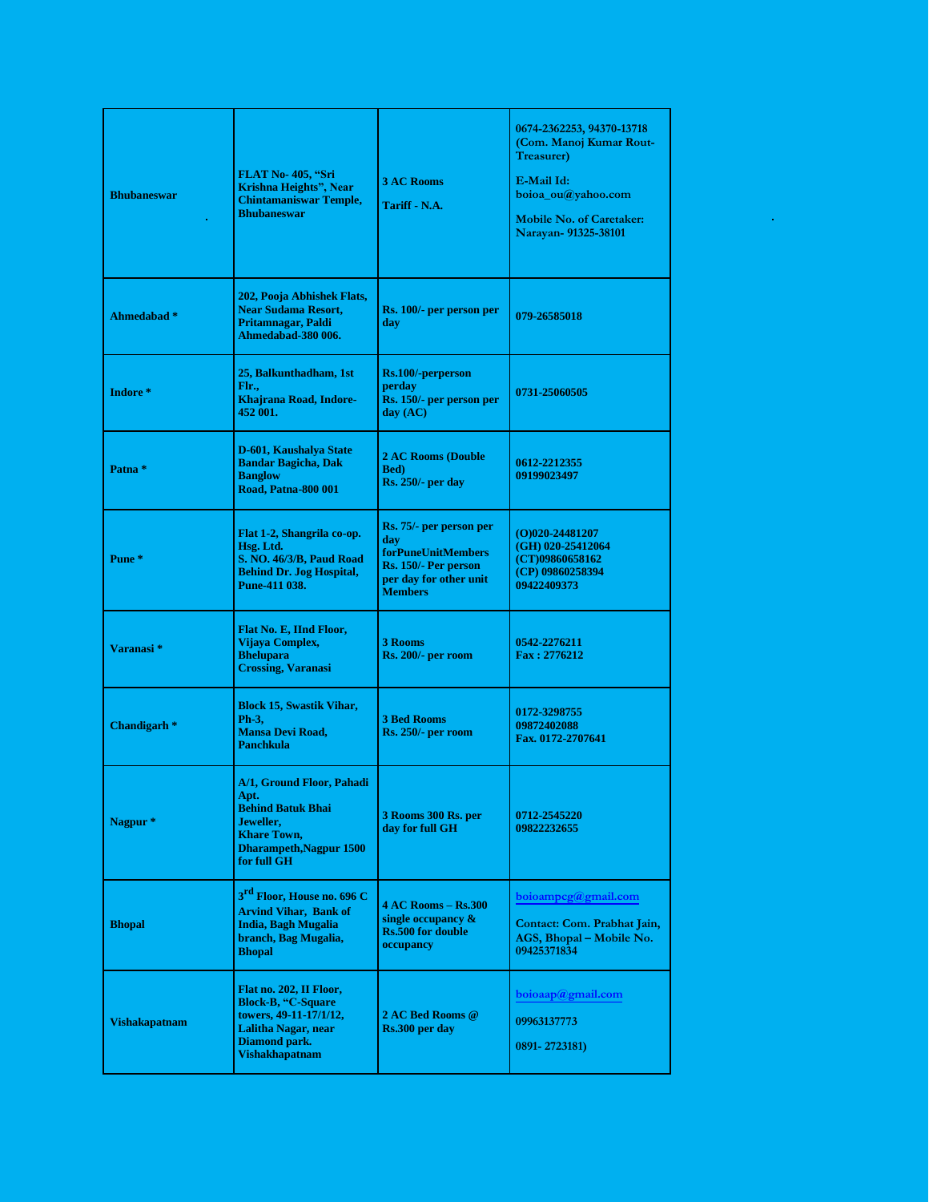| | | | |
|---|---|---|---|
| **Bhubaneswar** | **FLAT No- 405, "Sri Krishna Heights", Near Chintamaniswar Temple, Bhubaneswar** | **3 AC Rooms**<br><br>**Tariff - N.A.** | **0674-2362253, 94370-13718 (Com. Manoj Kumar Rout-Treasurer)**<br><br>**E-Mail Id: boioa_ou@yahoo.com**<br><br>**Mobile No. of Caretaker: Narayan- 91325-38101** |
| **Ahmedabad *** | **202, Pooja Abhishek Flats, Near Sudama Resort, Pritamnagar, Paldi Ahmedabad-380 006.** | **Rs. 100/- per person per day** | **079-26585018** |
| **Indore *** | **25, Balkunthadham, 1st Flr., Khajrana Road, Indore-452 001.** | **Rs.100/-perperson perday**<br>**Rs. 150/- per person per day (AC)** | **0731-25060505** |
| **Patna *** | **D-601, Kaushalya State Bandar Bagicha, Dak Banglow Road, Patna-800 001** | **2 AC Rooms (Double Bed)**<br>**Rs. 250/- per day** | **0612-2212355**<br>**09199023497** |
| **Pune *** | **Flat 1-2, Shangrila co-op. Hsg. Ltd. S. NO. 46/3/B, Paud Road Behind Dr. Jog Hospital, Pune-411 038.** | **Rs. 75/- per person per day forPuneUnitMembers**<br>**Rs. 150/- Per person per day for other unit Members** | **(O)020-24481207**<br>**(GH) 020-25412064**<br>**(CT)09860658162**<br>**(CP) 09860258394**<br>**09422409373** |
| **Varanasi *** | **Flat No. E, IInd Floor, Vijaya Complex, Bhelupara Crossing, Varanasi** | **3 Rooms**<br>**Rs. 200/- per room** | **0542-2276211**<br>**Fax : 2776212** |
| **Chandigarh *** | **Block 15, Swastik Vihar, Ph-3, Mansa Devi Road, Panchkula** | **3 Bed Rooms**<br>**Rs. 250/- per room** | **0172-3298755**<br>**09872402088**<br>**Fax. 0172-2707641** |
| **Nagpur *** | **A/1, Ground Floor, Pahadi Apt. Behind Batuk Bhai Jeweller, Khare Town, Dharampeth,Nagpur 1500 for full GH** | **3 Rooms 300 Rs. per day for full GH** | **0712-2545220**<br>**09822232655** |
| **Bhopal** | **3rd Floor, House no. 696 C Arvind Vihar, Bank of India, Bagh Mugalia branch, Bag Mugalia, Bhopal** | **4 AC Rooms – Rs.300 single occupancy & Rs.500 for double occupancy** | **boioampcg@gmail.com**<br><br>**Contact: Com. Prabhat Jain, AGS, Bhopal – Mobile No. 09425371834** |
| **Vishakapatnam** | **Flat no. 202, II Floor, Block-B, "C-Square towers, 49-11-17/1/12, Lalitha Nagar, near Diamond park. Vishakhapatnam** | **2 AC Bed Rooms @ Rs.300 per day** | **boioaap@gmail.com**<br><br>**09963137773**<br><br>**0891- 2723181)** |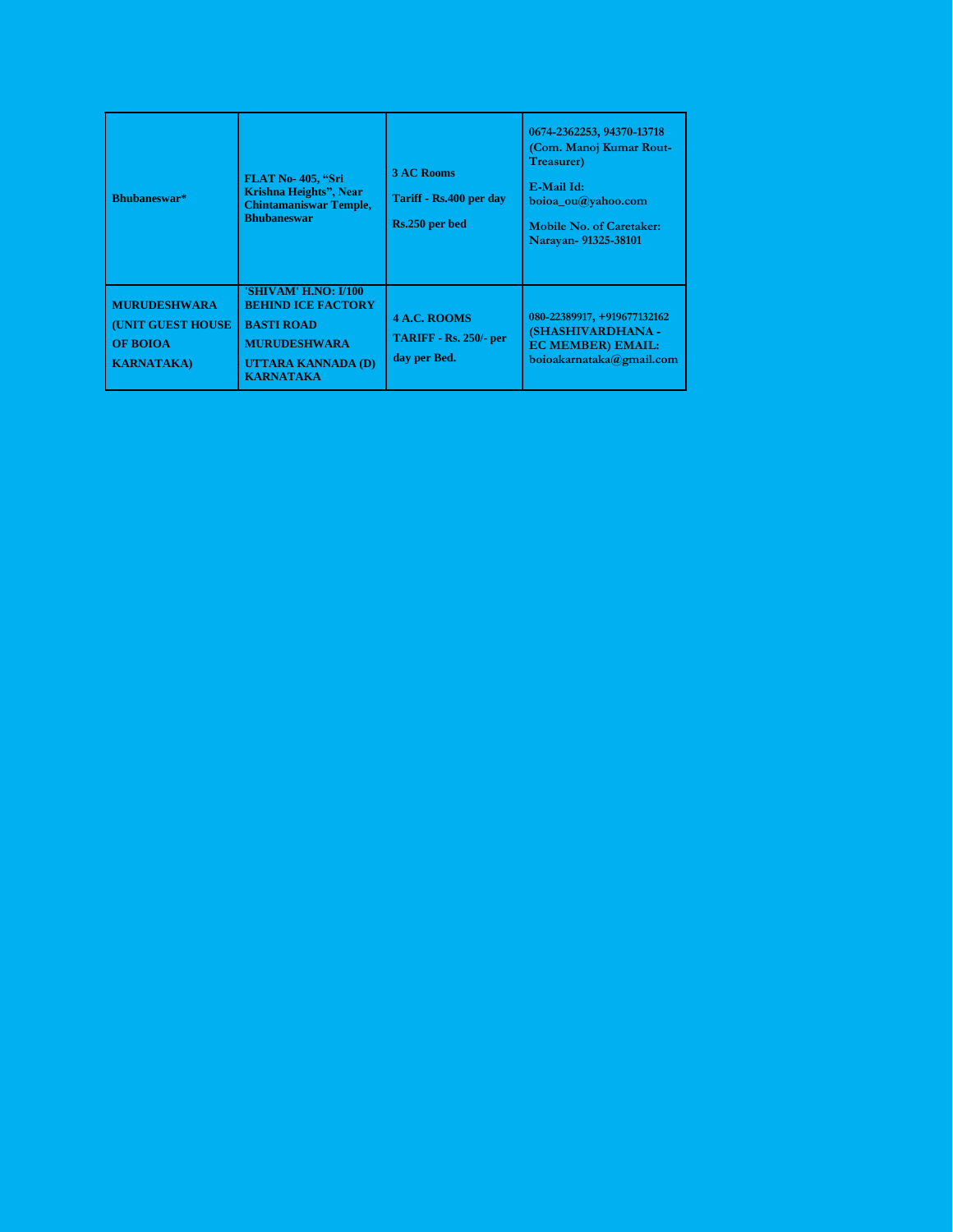| | | | |
|---|---|---|---|
| **Bhubaneswar*** | **FLAT No- 405, "Sri Krishna Heights", Near Chintamaniswar Temple, Bhubaneswar** | **3 AC Rooms**<br><br>**Tariff - Rs.400 per day**<br><br>**Rs.250 per bed** | **0674-2362253, 94370-13718 (Com. Manoj Kumar Rout- Treasurer)**<br><br>**E-Mail Id: boioa_ou@yahoo.com**<br><br>**Mobile No. of Caretaker: Narayan- 91325-38101** |
| **MURUDESHWARA (UNIT GUEST HOUSE OF BOIOA KARNATAKA)** | **'SHIVAM' H.NO: I/100 BEHIND ICE FACTORY BASTI ROAD MURUDESHWARA UTTARA KANNADA (D) KARNATAKA** | **4 A.C. ROOMS**<br><br>**TARIFF - Rs. 250/- per day per Bed.** | **080-22389917, +919677132162 (SHASHIVARDHANA - EC MEMBER) EMAIL: boioakarnataka@gmail.com** |